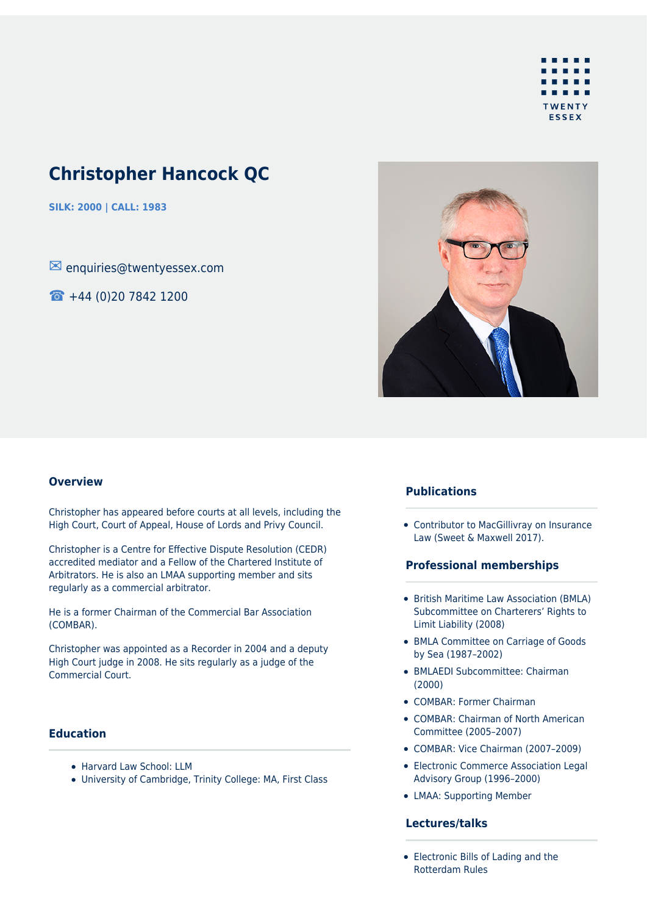TWENTY ESSEX

# Christopher Hancock QC

**SILK: 2000 | CALL: 1983**

✉ enquiries@twentyessex.com

☎ +44 (0)20 7842 1200

## Overview

Christopher has appeared before courts at all levels, including the High Court, Court of Appeal, House of Lords and Privy Council.

Christopher is a Centre for Effective Dispute Resolution (CEDR) accredited mediator and a Fellow of the Chartered Institute of Arbitrators. He is also an LMAA supporting member and sits regularly as a commercial arbitrator.

He is a former Chairman of the Commercial Bar Association (COMBAR).

Christopher was appointed as a Recorder in 2004 and a deputy High Court judge in 2008. He sits regularly as a judge of the Commercial Court.

## Education

- Harvard Law School: LLM
- University of Cambridge, Trinity College: MA, First Class

## Publications

- Contributor to MacGillivray on Insurance Law (Sweet & Maxwell 2017).

## Professional memberships

- British Maritime Law Association (BMLA) Subcommittee on Charterers' Rights to Limit Liability (2008)
- BMLA Committee on Carriage of Goods by Sea (1987–2002)
- BMLAEDI Subcommittee: Chairman (2000)
- COMBAR: Former Chairman
- COMBAR: Chairman of North American Committee (2005–2007)
- COMBAR: Vice Chairman (2007–2009)
- Electronic Commerce Association Legal Advisory Group (1996–2000)
- LMAA: Supporting Member

## Lectures/talks

- Electronic Bills of Lading and the Rotterdam Rules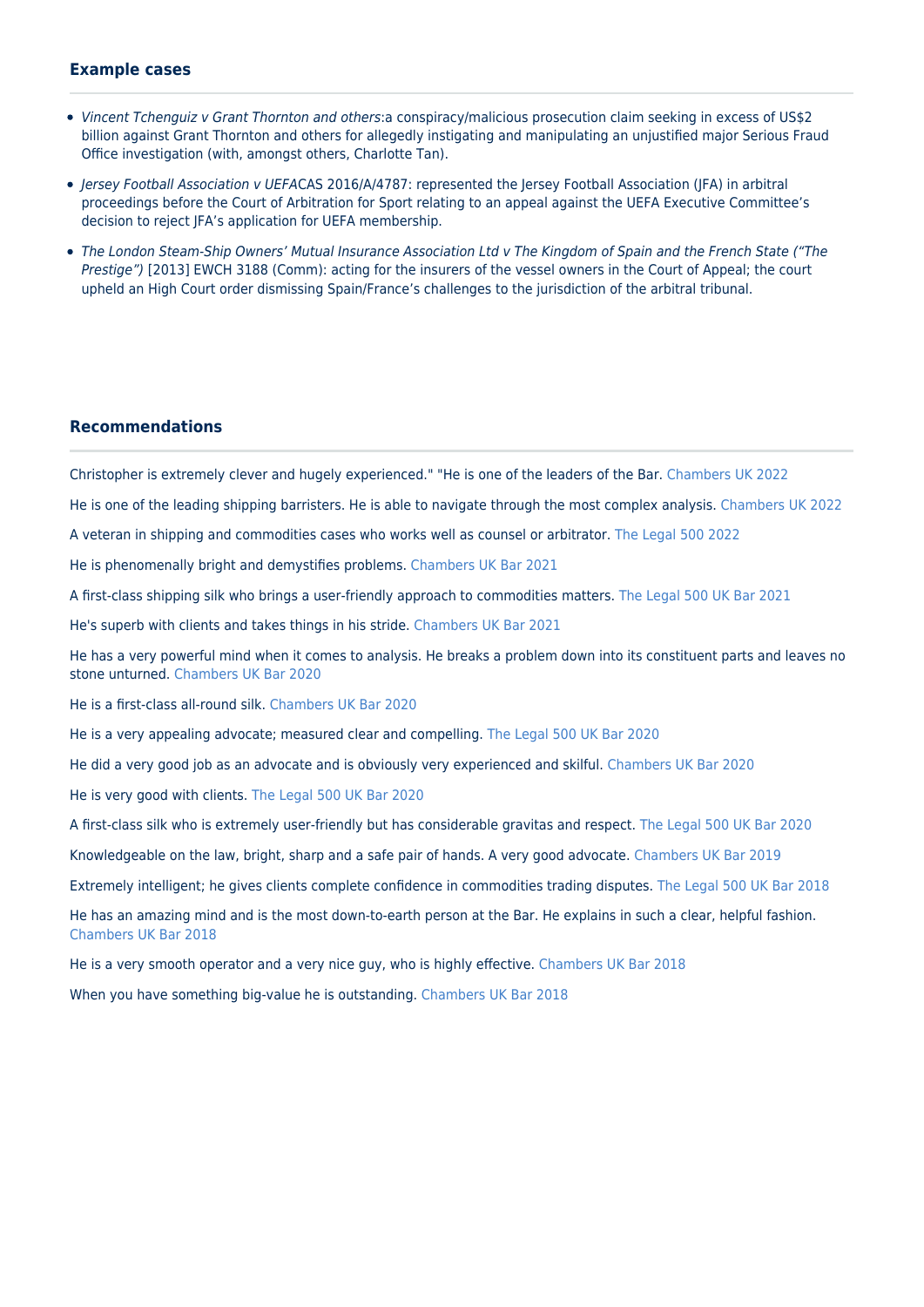### Example cases

- *Vincent Tchenguiz v Grant Thornton and others*:a conspiracy/malicious prosecution claim seeking in excess of US$2 billion against Grant Thornton and others for allegedly instigating and manipulating an unjustified major Serious Fraud Office investigation (with, amongst others, Charlotte Tan).
- *Jersey Football Association v UEFA*CAS 2016/A/4787: represented the Jersey Football Association (JFA) in arbitral proceedings before the Court of Arbitration for Sport relating to an appeal against the UEFA Executive Committee's decision to reject JFA's application for UEFA membership.
- *The London Steam-Ship Owners' Mutual Insurance Association Ltd v The Kingdom of Spain and the French State ("The Prestige")* [2013] EWCH 3188 (Comm): acting for the insurers of the vessel owners in the Court of Appeal; the court upheld an High Court order dismissing Spain/France's challenges to the jurisdiction of the arbitral tribunal.

### Recommendations

Christopher is extremely clever and hugely experienced." "He is one of the leaders of the Bar. Chambers UK 2022

He is one of the leading shipping barristers. He is able to navigate through the most complex analysis. Chambers UK 2022

A veteran in shipping and commodities cases who works well as counsel or arbitrator. The Legal 500 2022

He is phenomenally bright and demystifies problems. Chambers UK Bar 2021

A first-class shipping silk who brings a user-friendly approach to commodities matters. The Legal 500 UK Bar 2021

He's superb with clients and takes things in his stride. Chambers UK Bar 2021

He has a very powerful mind when it comes to analysis. He breaks a problem down into its constituent parts and leaves no stone unturned. Chambers UK Bar 2020

He is a first-class all-round silk. Chambers UK Bar 2020

He is a very appealing advocate; measured clear and compelling. The Legal 500 UK Bar 2020

He did a very good job as an advocate and is obviously very experienced and skilful. Chambers UK Bar 2020

He is very good with clients. The Legal 500 UK Bar 2020

A first-class silk who is extremely user-friendly but has considerable gravitas and respect. The Legal 500 UK Bar 2020

Knowledgeable on the law, bright, sharp and a safe pair of hands. A very good advocate. Chambers UK Bar 2019

Extremely intelligent; he gives clients complete confidence in commodities trading disputes. The Legal 500 UK Bar 2018

He has an amazing mind and is the most down-to-earth person at the Bar. He explains in such a clear, helpful fashion. Chambers UK Bar 2018

He is a very smooth operator and a very nice guy, who is highly effective. Chambers UK Bar 2018

When you have something big-value he is outstanding. Chambers UK Bar 2018